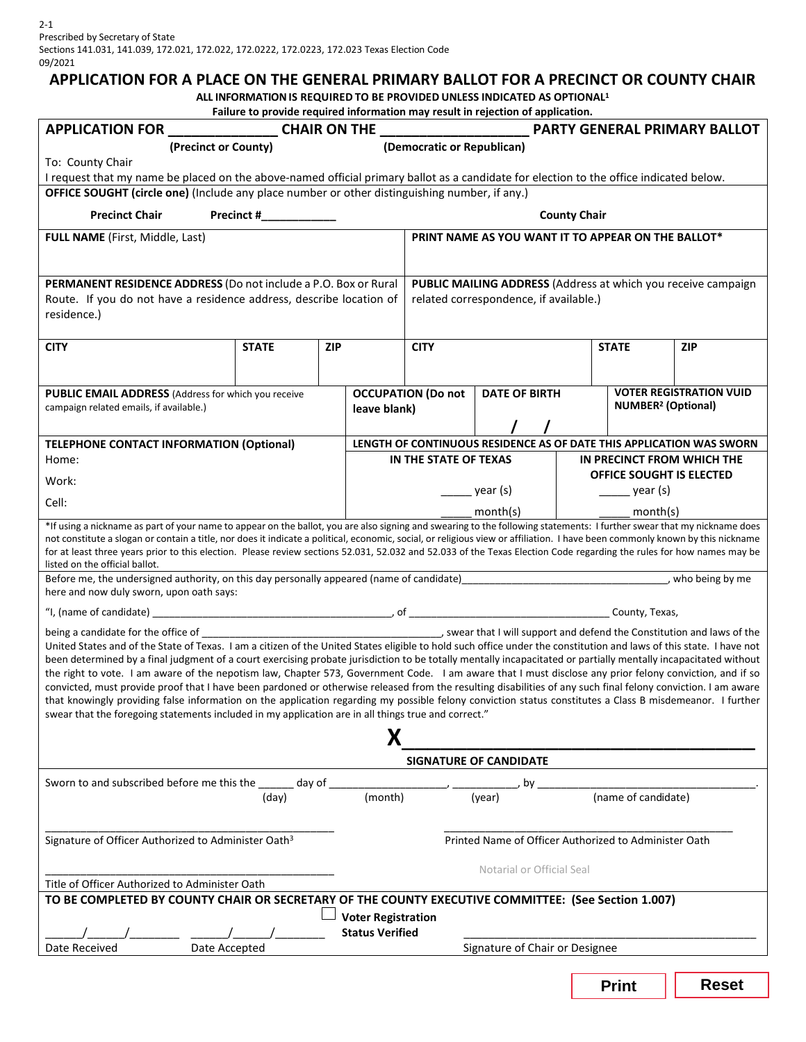2-1
Prescribed by Secretary of State
Sections 141.031, 141.039, 172.021, 172.022, 172.0222, 172.0223, 172.023 Texas Election Code
09/2021

# APPLICATION FOR A PLACE ON THE GENERAL PRIMARY BALLOT FOR A PRECINCT OR COUNTY CHAIR

**ALL INFORMATION IS REQUIRED TO BE PROVIDED UNLESS INDICATED AS OPTIONAL[1]**
**Failure to provide required information may result in rejection of application.**

**APPLICATION FOR ______________ CHAIR ON THE ___________________ PARTY GENERAL PRIMARY BALLOT**
(Precinct or County) (Democratic or Republican)

To: County Chair

I request that my name be placed on the above-named official primary ballot as a candidate for election to the office indicated below.

**OFFICE SOUDGHT (circle one)** (Include any place number or other distinguishing number, if any.)

**Precinct Chair** **Precinct #____________** **County Chair**

| **FULL NAME** (First, Middle, Last) | **PRINT NAME AS YOU WANT IT TO APPEAR ON THE BALLOT*** |
|---|---|
| | |

| **PERMANENT RESIDENCE ADDRESS** (Do not include a P.O. Box or Rural Route. If you do not have a residence address, describe location of residence.) | | | **PUBLIC MAILING ADDRESS** (Address at which you receive campaign related correspondence, if available.) | | |
|---|---|---|---|---|---|
| **CITY** | **STATE** | **ZIP** | **CITY** | **STATE** | **ZIP** |
| | | | | | |

| **PUBLIC EMAIL ADDRESS** (Address for which you receive campaign related emails, if available.) | **OCCUPATION (Do not leave blank)** | **DATE OF BIRTH** | **VOTER REGISTRATION VUID NUMBER[2] (Optional)** |
|---|---|---|---|
| | | / / | |

| **TELEPHONE CONTACT INFORMATION (Optional)** | **LENGTH OF CONTINUOUS RESIDENCE AS OF DATE THIS APPLICATION WAS SWORN** | |
|---|---|---|
| | **IN THE STATE OF TEXAS** | **IN PRECINCT FROM WHICH THE OFFICE SOUGHT IS ELECTED** |
| Home: | | |
| Work: | _____ year (s) | _____ year (s) |
| Cell: | _____ month(s) | _____ month(s) |

*If using a nickname as part of your name to appear on the ballot, you are also signing and swearing to the following statements: I further swear that my nickname does not constitute a slogan or contain a title, nor does it indicate a political, economic, social, or religious view or affiliation. I have been commonly known by this nickname for at least three years prior to this election. Please review sections 52.031, 52.032 and 52.033 of the Texas Election Code regarding the rules for how names may be listed on the official ballot.

Before me, the undersigned authority, on this day personally appeared (name of candidate)____________________________________, who being by me here and now duly sworn, upon oath says:

"I, (name of candidate) ___________________________________________, of ____________________________________ County, Texas,

being a candidate for the office of ___________________________________________, swear that I will support and defend the Constitution and laws of the United States and of the State of Texas. I am a citizen of the United States eligible to hold such office under the constitution and laws of this state. I have not been determined by a final judgment of a court exercising probate jurisdiction to be totally mentally incapacitated or partially mentally incapacitated without the right to vote. I am aware of the nepotism law, Chapter 573, Government Code. I am aware that I must disclose any prior felony conviction, and if so convicted, must provide proof that I have been pardoned or otherwise released from the resulting disabilities of any such final felony conviction. I am aware that knowingly providing false information on the application regarding my possible felony conviction status constitutes a Class B misdemeanor. I further swear that the foregoing statements included in my application are in all things true and correct."

**X**_________________________________________
**SIGNATURE OF CANDIDATE**

Sworn to and subscribed before me this the ______ day of ____________________, ___________, by ____________________________________.
(day) (month) (year) (name of candidate)

__________________________________________________
Signature of Officer Authorized to Administer Oath[3]

__________________________________________________
Printed Name of Officer Authorized to Administer Oath

__________________________________________________
Title of Officer Authorized to Administer Oath

Notarial or Official Seal

**TO BE COMPLETED BY COUNTY CHAIR OR SECRETARY OF THE COUNTY EXECUTIVE COMMITTEE: (See Section 1.007)**

______/______/________ Date Received

______/______/________ Date Accepted

☐ **Voter Registration Status Verified**

__________________________________________________
Signature of Chair or Designee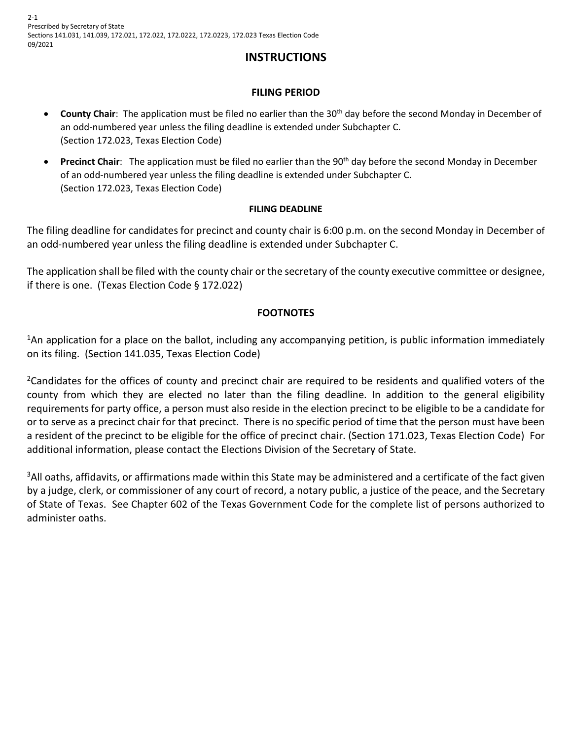2-1
Prescribed by Secretary of State
Sections 141.031, 141.039, 172.021, 172.022, 172.0222, 172.0223, 172.023 Texas Election Code
09/2021

# INSTRUCTIONS

### FILING PERIOD

- **County Chair**: The application must be filed no earlier than the 30th day before the second Monday in December of an odd-numbered year unless the filing deadline is extended under Subchapter C. (Section 172.023, Texas Election Code)
- **Precinct Chair**: The application must be filed no earlier than the 90th day before the second Monday in December of an odd-numbered year unless the filing deadline is extended under Subchapter C. (Section 172.023, Texas Election Code)

### FILING DEADLINE

The filing deadline for candidates for precinct and county chair is 6:00 p.m. on the second Monday in December of an odd-numbered year unless the filing deadline is extended under Subchapter C.

The application shall be filed with the county chair or the secretary of the county executive committee or designee, if there is one. (Texas Election Code § 172.022)

### FOOTNOTES

[1]An application for a place on the ballot, including any accompanying petition, is public information immediately on its filing. (Section 141.035, Texas Election Code)

[2]Candidates for the offices of county and precinct chair are required to be residents and qualified voters of the county from which they are elected no later than the filing deadline. In addition to the general eligibility requirements for party office, a person must also reside in the election precinct to be eligible to be a candidate for or to serve as a precinct chair for that precinct. There is no specific period of time that the person must have been a resident of the precinct to be eligible for the office of precinct chair. (Section 171.023, Texas Election Code) For additional information, please contact the Elections Division of the Secretary of State.

[3]All oaths, affidavits, or affirmations made within this State may be administered and a certificate of the fact given by a judge, clerk, or commissioner of any court of record, a notary public, a justice of the peace, and the Secretary of State of Texas. See Chapter 602 of the Texas Government Code for the complete list of persons authorized to administer oaths.